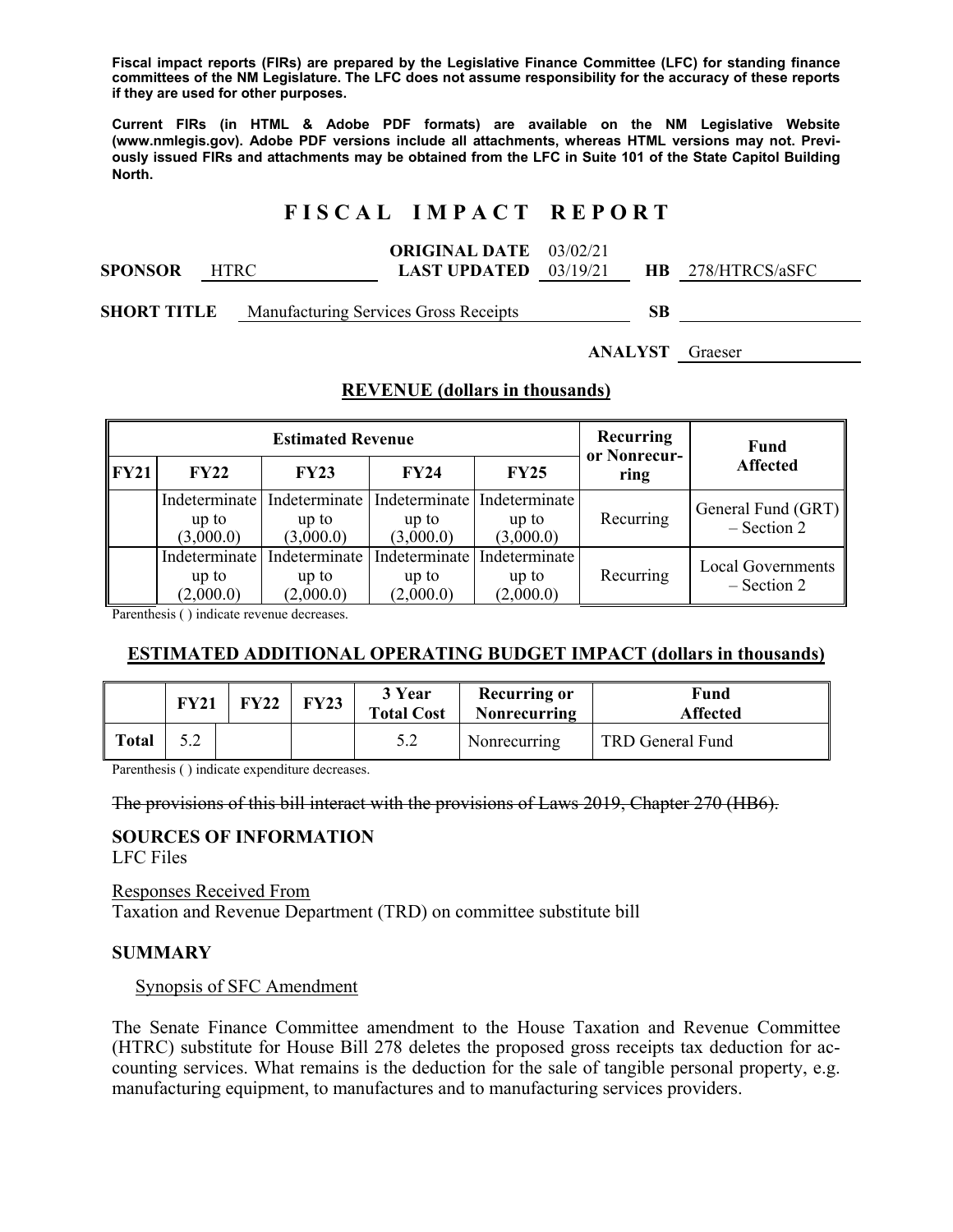**Fiscal impact reports (FIRs) are prepared by the Legislative Finance Committee (LFC) for standing finance committees of the NM Legislature. The LFC does not assume responsibility for the accuracy of these reports if they are used for other purposes.**

**Current FIRs (in HTML & Adobe PDF formats) are available on the NM Legislative Website (www.nmlegis.gov). Adobe PDF versions include all attachments, whereas HTML versions may not. Previously issued FIRs and attachments may be obtained from the LFC in Suite 101 of the State Capitol Building North.**

# FISCAL IMPACT REPORT

**SPONSOR** HTRC | **ORIGINAL DATE** 03/02/21 | **LAST UPDATED** 03/19/21 | **HB** 278/HTRCS/aSFC

**SHORT TITLE** Manufacturing Services Gross Receipts | **SB**

**ANALYST** Graeser

## REVENUE (dollars in thousands)

| Estimated Revenue | | | | | Recurring or Nonrecurring | Fund Affected |
|---|---|---|---|---|---|---|
| FY21 | FY22 | FY23 | FY24 | FY25 | | |
| | Indeterminate up to (3,000.0) | Indeterminate up to (3,000.0) | Indeterminate up to (3,000.0) | Indeterminate up to (3,000.0) | Recurring | General Fund (GRT) – Section 2 |
| | Indeterminate up to (2,000.0) | Indeterminate up to (2,000.0) | Indeterminate up to (2,000.0) | Indeterminate up to (2,000.0) | Recurring | Local Governments – Section 2 |

Parenthesis ( ) indicate revenue decreases.

## ESTIMATED ADDITIONAL OPERATING BUDGET IMPACT (dollars in thousands)

| | FY21 | FY22 | FY23 | 3 Year Total Cost | Recurring or Nonrecurring | Fund Affected |
|---|---|---|---|---|---|---|
| **Total** | 5.2 | | | 5.2 | Nonrecurring | TRD General Fund |

Parenthesis ( ) indicate expenditure decreases.

~~The provisions of this bill interact with the provisions of Laws 2019, Chapter 270 (HB6).~~

### SOURCES OF INFORMATION

LFC Files

Responses Received From

Taxation and Revenue Department (TRD) on committee substitute bill

### SUMMARY

Synopsis of SFC Amendment

The Senate Finance Committee amendment to the House Taxation and Revenue Committee (HTRC) substitute for House Bill 278 deletes the proposed gross receipts tax deduction for accounting services. What remains is the deduction for the sale of tangible personal property, e.g. manufacturing equipment, to manufactures and to manufacturing services providers.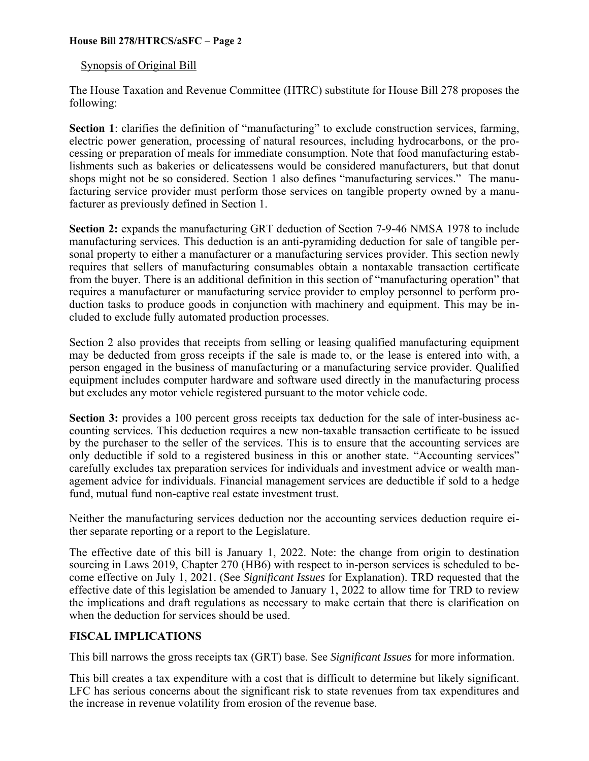Synopsis of Original Bill

The House Taxation and Revenue Committee (HTRC) substitute for House Bill 278 proposes the following:

**Section 1**: clarifies the definition of "manufacturing" to exclude construction services, farming, electric power generation, processing of natural resources, including hydrocarbons, or the processing or preparation of meals for immediate consumption. Note that food manufacturing establishments such as bakeries or delicatessens would be considered manufacturers, but that donut shops might not be so considered. Section 1 also defines "manufacturing services." The manufacturing service provider must perform those services on tangible property owned by a manufacturer as previously defined in Section 1.

**Section 2:** expands the manufacturing GRT deduction of Section 7-9-46 NMSA 1978 to include manufacturing services. This deduction is an anti-pyramiding deduction for sale of tangible personal property to either a manufacturer or a manufacturing services provider. This section newly requires that sellers of manufacturing consumables obtain a nontaxable transaction certificate from the buyer. There is an additional definition in this section of "manufacturing operation" that requires a manufacturer or manufacturing service provider to employ personnel to perform production tasks to produce goods in conjunction with machinery and equipment. This may be included to exclude fully automated production processes.

Section 2 also provides that receipts from selling or leasing qualified manufacturing equipment may be deducted from gross receipts if the sale is made to, or the lease is entered into with, a person engaged in the business of manufacturing or a manufacturing service provider. Qualified equipment includes computer hardware and software used directly in the manufacturing process but excludes any motor vehicle registered pursuant to the motor vehicle code.

**Section 3:** provides a 100 percent gross receipts tax deduction for the sale of inter-business accounting services. This deduction requires a new non-taxable transaction certificate to be issued by the purchaser to the seller of the services. This is to ensure that the accounting services are only deductible if sold to a registered business in this or another state. "Accounting services" carefully excludes tax preparation services for individuals and investment advice or wealth management advice for individuals. Financial management services are deductible if sold to a hedge fund, mutual fund non-captive real estate investment trust.

Neither the manufacturing services deduction nor the accounting services deduction require either separate reporting or a report to the Legislature.

The effective date of this bill is January 1, 2022. Note: the change from origin to destination sourcing in Laws 2019, Chapter 270 (HB6) with respect to in-person services is scheduled to become effective on July 1, 2021. (See *Significant Issues* for Explanation). TRD requested that the effective date of this legislation be amended to January 1, 2022 to allow time for TRD to review the implications and draft regulations as necessary to make certain that there is clarification on when the deduction for services should be used.

## FISCAL IMPLICATIONS

This bill narrows the gross receipts tax (GRT) base. See *Significant Issues* for more information.

This bill creates a tax expenditure with a cost that is difficult to determine but likely significant. LFC has serious concerns about the significant risk to state revenues from tax expenditures and the increase in revenue volatility from erosion of the revenue base.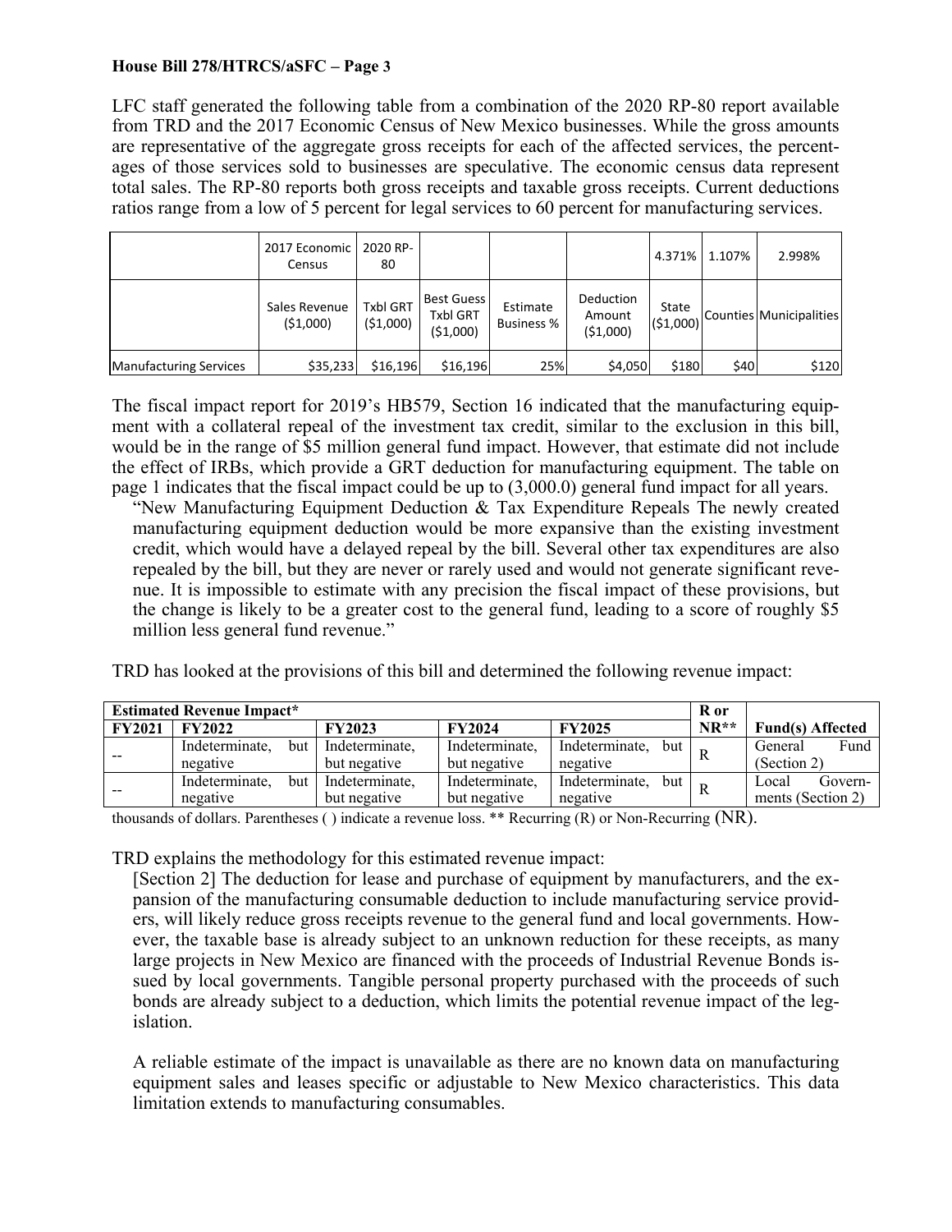**House Bill 278/HTRCS/aSFC – Page 3**

LFC staff generated the following table from a combination of the 2020 RP-80 report available from TRD and the 2017 Economic Census of New Mexico businesses. While the gross amounts are representative of the aggregate gross receipts for each of the affected services, the percentages of those services sold to businesses are speculative. The economic census data represent total sales. The RP-80 reports both gross receipts and taxable gross receipts. Current deductions ratios range from a low of 5 percent for legal services to 60 percent for manufacturing services.

| | 2017 Economic Census | 2020 RP-80 | | | | 4.371% | 1.107% | 2.998% |
|---|---|---|---|---|---|---|---|---|
| | Sales Revenue ($1,000) | Txbl GRT ($1,000) | Best Guess Txbl GRT ($1,000) | Estimate Business % | Deduction Amount ($1,000) | State ($1,000) | Counties | Municipalities |
| Manufacturing Services | $35,233 | $16,196 | $16,196 | 25% | $4,050 | $180 | $40 | $120 |

The fiscal impact report for 2019's HB579, Section 16 indicated that the manufacturing equipment with a collateral repeal of the investment tax credit, similar to the exclusion in this bill, would be in the range of $5 million general fund impact. However, that estimate did not include the effect of IRBs, which provide a GRT deduction for manufacturing equipment. The table on page 1 indicates that the fiscal impact could be up to (3,000.0) general fund impact for all years.

> "New Manufacturing Equipment Deduction & Tax Expenditure Repeals The newly created manufacturing equipment deduction would be more expansive than the existing investment credit, which would have a delayed repeal by the bill. Several other tax expenditures are also repealed by the bill, but they are never or rarely used and would not generate significant revenue. It is impossible to estimate with any precision the fiscal impact of these provisions, but the change is likely to be a greater cost to the general fund, leading to a score of roughly $5 million less general fund revenue."

TRD has looked at the provisions of this bill and determined the following revenue impact:

| Estimated Revenue Impact* | | | | | R or | |
|---|---|---|---|---|---|---|
| FY2021 | FY2022 | FY2023 | FY2024 | FY2025 | NR** | Fund(s) Affected |
| -- | Indeterminate, but negative | Indeterminate, but negative | Indeterminate, but negative | Indeterminate, but negative | R | General Fund (Section 2) |
| -- | Indeterminate, but negative | Indeterminate, but negative | Indeterminate, but negative | Indeterminate, but negative | R | Local Governments (Section 2) |

thousands of dollars. Parentheses ( ) indicate a revenue loss. ** Recurring (R) or Non-Recurring (NR).

TRD explains the methodology for this estimated revenue impact:

> [Section 2] The deduction for lease and purchase of equipment by manufacturers, and the expansion of the manufacturing consumable deduction to include manufacturing service providers, will likely reduce gross receipts revenue to the general fund and local governments. However, the taxable base is already subject to an unknown reduction for these receipts, as many large projects in New Mexico are financed with the proceeds of Industrial Revenue Bonds issued by local governments. Tangible personal property purchased with the proceeds of such bonds are already subject to a deduction, which limits the potential revenue impact of the legislation.
>
> A reliable estimate of the impact is unavailable as there are no known data on manufacturing equipment sales and leases specific or adjustable to New Mexico characteristics. This data limitation extends to manufacturing consumables.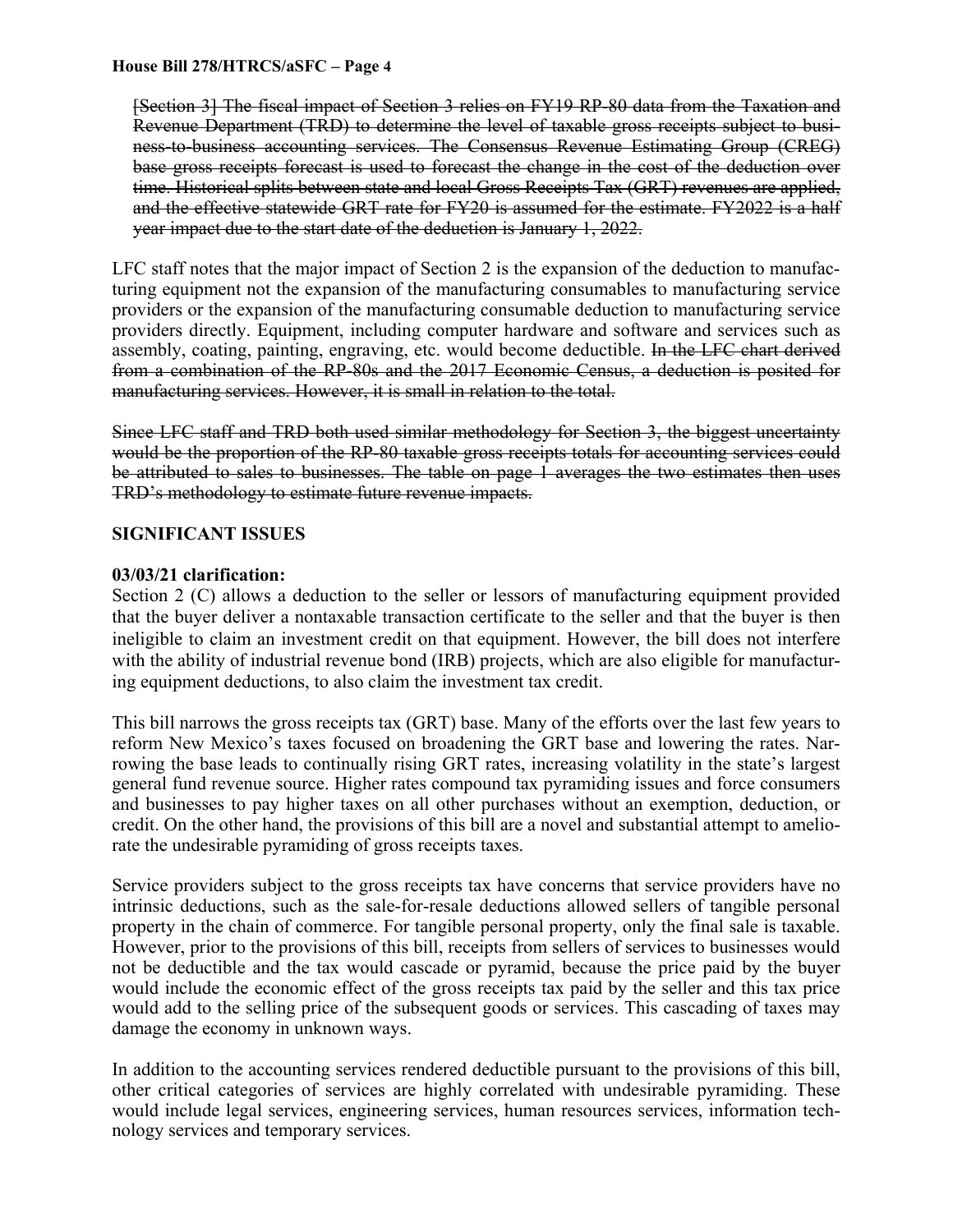~~[Section 3] The fiscal impact of Section 3 relies on FY19 RP-80 data from the Taxation and Revenue Department (TRD) to determine the level of taxable gross receipts subject to business-to-business accounting services. The Consensus Revenue Estimating Group (CREG) base gross receipts forecast is used to forecast the change in the cost of the deduction over time. Historical splits between state and local Gross Receipts Tax (GRT) revenues are applied, and the effective statewide GRT rate for FY20 is assumed for the estimate. FY2022 is a half year impact due to the start date of the deduction is January 1, 2022.~~

LFC staff notes that the major impact of Section 2 is the expansion of the deduction to manufacturing equipment not the expansion of the manufacturing consumables to manufacturing service providers or the expansion of the manufacturing consumable deduction to manufacturing service providers directly. Equipment, including computer hardware and software and services such as assembly, coating, painting, engraving, etc. would become deductible. ~~In the LFC chart derived from a combination of the RP-80s and the 2017 Economic Census, a deduction is posited for manufacturing services. However, it is small in relation to the total.~~

~~Since LFC staff and TRD both used similar methodology for Section 3, the biggest uncertainty would be the proportion of the RP-80 taxable gross receipts totals for accounting services could be attributed to sales to businesses. The table on page 1 averages the two estimates then uses TRD's methodology to estimate future revenue impacts.~~

## SIGNIFICANT ISSUES

**03/03/21 clarification:**
Section 2 (C) allows a deduction to the seller or lessors of manufacturing equipment provided that the buyer deliver a nontaxable transaction certificate to the seller and that the buyer is then ineligible to claim an investment credit on that equipment. However, the bill does not interfere with the ability of industrial revenue bond (IRB) projects, which are also eligible for manufacturing equipment deductions, to also claim the investment tax credit.

This bill narrows the gross receipts tax (GRT) base. Many of the efforts over the last few years to reform New Mexico's taxes focused on broadening the GRT base and lowering the rates. Narrowing the base leads to continually rising GRT rates, increasing volatility in the state's largest general fund revenue source. Higher rates compound tax pyramiding issues and force consumers and businesses to pay higher taxes on all other purchases without an exemption, deduction, or credit. On the other hand, the provisions of this bill are a novel and substantial attempt to ameliorate the undesirable pyramiding of gross receipts taxes.

Service providers subject to the gross receipts tax have concerns that service providers have no intrinsic deductions, such as the sale-for-resale deductions allowed sellers of tangible personal property in the chain of commerce. For tangible personal property, only the final sale is taxable. However, prior to the provisions of this bill, receipts from sellers of services to businesses would not be deductible and the tax would cascade or pyramid, because the price paid by the buyer would include the economic effect of the gross receipts tax paid by the seller and this tax price would add to the selling price of the subsequent goods or services. This cascading of taxes may damage the economy in unknown ways.

In addition to the accounting services rendered deductible pursuant to the provisions of this bill, other critical categories of services are highly correlated with undesirable pyramiding. These would include legal services, engineering services, human resources services, information technology services and temporary services.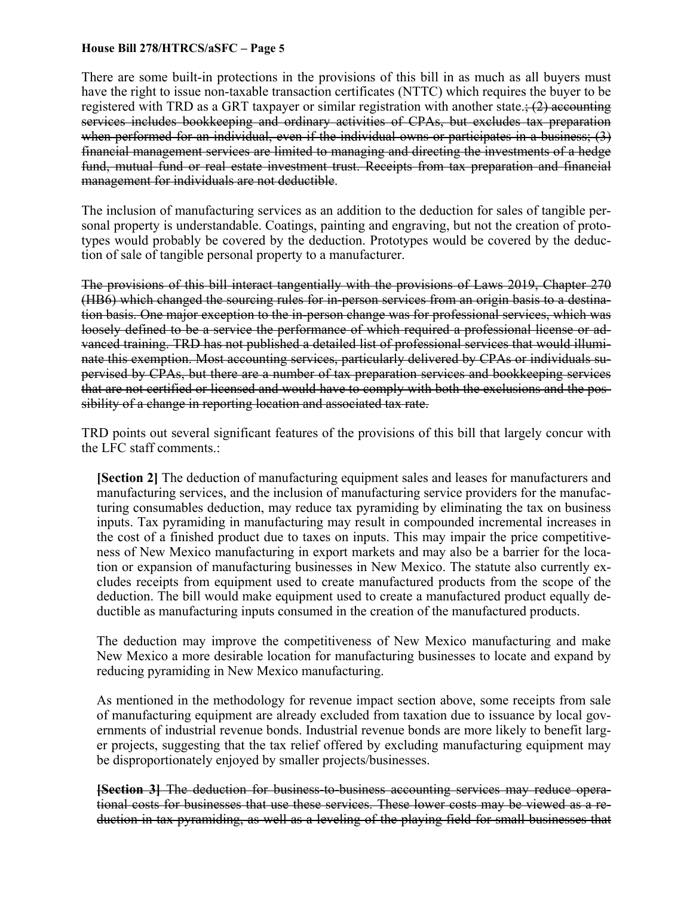There are some built-in protections in the provisions of this bill in as much as all buyers must have the right to issue non-taxable transaction certificates (NTTC) which requires the buyer to be registered with TRD as a GRT taxpayer or similar registration with another state.~~; (2) accounting services includes bookkeeping and ordinary activities of CPAs, but excludes tax preparation when performed for an individual, even if the individual owns or participates in a business; (3) financial management services are limited to managing and directing the investments of a hedge fund, mutual fund or real estate investment trust. Receipts from tax preparation and financial management for individuals are not deductible~~.

The inclusion of manufacturing services as an addition to the deduction for sales of tangible personal property is understandable. Coatings, painting and engraving, but not the creation of prototypes would probably be covered by the deduction. Prototypes would be covered by the deduction of sale of tangible personal property to a manufacturer.

~~The provisions of this bill interact tangentially with the provisions of Laws 2019, Chapter 270 (HB6) which changed the sourcing rules for in-person services from an origin basis to a destination basis. One major exception to the in-person change was for professional services, which was loosely defined to be a service the performance of which required a professional license or advanced training. TRD has not published a detailed list of professional services that would illuminate this exemption. Most accounting services, particularly delivered by CPAs or individuals supervised by CPAs, but there are a number of tax preparation services and bookkeeping services that are not certified or licensed and would have to comply with both the exclusions and the possibility of a change in reporting location and associated tax rate.~~

TRD points out several significant features of the provisions of this bill that largely concur with the LFC staff comments.:

> **[Section 2]** The deduction of manufacturing equipment sales and leases for manufacturers and manufacturing services, and the inclusion of manufacturing service providers for the manufacturing consumables deduction, may reduce tax pyramiding by eliminating the tax on business inputs. Tax pyramiding in manufacturing may result in compounded incremental increases in the cost of a finished product due to taxes on inputs. This may impair the price competitiveness of New Mexico manufacturing in export markets and may also be a barrier for the location or expansion of manufacturing businesses in New Mexico. The statute also currently excludes receipts from equipment used to create manufactured products from the scope of the deduction. The bill would make equipment used to create a manufactured product equally deductible as manufacturing inputs consumed in the creation of the manufactured products.
>
> The deduction may improve the competitiveness of New Mexico manufacturing and make New Mexico a more desirable location for manufacturing businesses to locate and expand by reducing pyramiding in New Mexico manufacturing.
>
> As mentioned in the methodology for revenue impact section above, some receipts from sale of manufacturing equipment are already excluded from taxation due to issuance by local governments of industrial revenue bonds. Industrial revenue bonds are more likely to benefit larger projects, suggesting that the tax relief offered by excluding manufacturing equipment may be disproportionately enjoyed by smaller projects/businesses.
>
> ~~**[Section 3]** The deduction for business-to-business accounting services may reduce operational costs for businesses that use these services. These lower costs may be viewed as a reduction in tax pyramiding, as well as a leveling of the playing field for small businesses that~~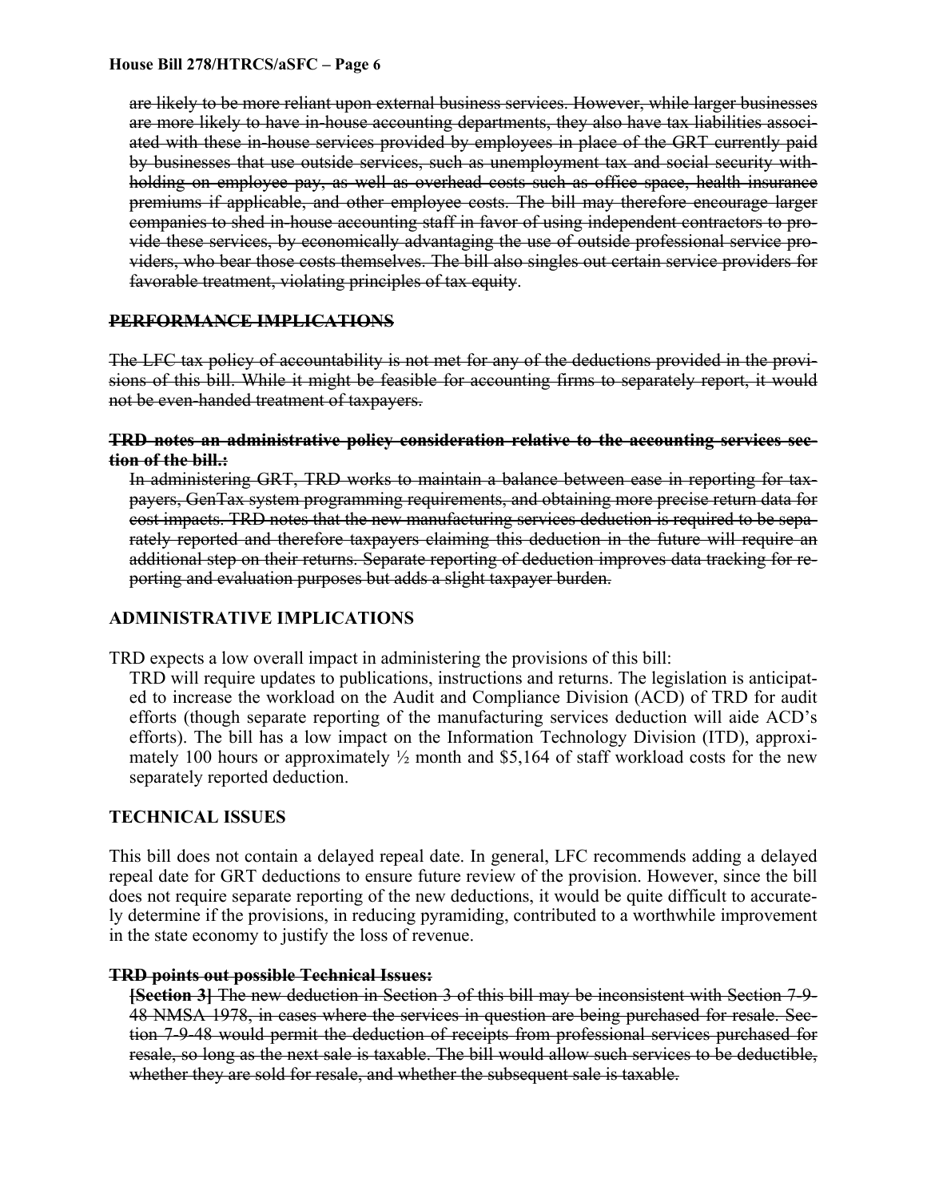~~are likely to be more reliant upon external business services. However, while larger businesses are more likely to have in-house accounting departments, they also have tax liabilities associated with these in-house services provided by employees in place of the GRT currently paid by businesses that use outside services, such as unemployment tax and social security withholding on employee pay, as well as overhead costs such as office space, health insurance premiums if applicable, and other employee costs. The bill may therefore encourage larger companies to shed in-house accounting staff in favor of using independent contractors to provide these services, by economically advantaging the use of outside professional service providers, who bear those costs themselves. The bill also singles out certain service providers for favorable treatment, violating principles of tax equity~~.

~~**PERFORMANCE IMPLICATIONS**~~

~~The LFC tax policy of accountability is not met for any of the deductions provided in the provisions of this bill. While it might be feasible for accounting firms to separately report, it would not be even-handed treatment of taxpayers.~~

~~**TRD notes an administrative policy consideration relative to the accounting services section of the bill.:**~~

~~In administering GRT, TRD works to maintain a balance between ease in reporting for taxpayers, GenTax system programming requirements, and obtaining more precise return data for cost impacts. TRD notes that the new manufacturing services deduction is required to be separately reported and therefore taxpayers claiming this deduction in the future will require an additional step on their returns. Separate reporting of deduction improves data tracking for reporting and evaluation purposes but adds a slight taxpayer burden.~~

## ADMINISTRATIVE IMPLICATIONS

TRD expects a low overall impact in administering the provisions of this bill:

TRD will require updates to publications, instructions and returns. The legislation is anticipated to increase the workload on the Audit and Compliance Division (ACD) of TRD for audit efforts (though separate reporting of the manufacturing services deduction will aide ACD's efforts). The bill has a low impact on the Information Technology Division (ITD), approximately 100 hours or approximately ½ month and $5,164 of staff workload costs for the new separately reported deduction.

## TECHNICAL ISSUES

This bill does not contain a delayed repeal date. In general, LFC recommends adding a delayed repeal date for GRT deductions to ensure future review of the provision. However, since the bill does not require separate reporting of the new deductions, it would be quite difficult to accurately determine if the provisions, in reducing pyramiding, contributed to a worthwhile improvement in the state economy to justify the loss of revenue.

~~**TRD points out possible Technical Issues:**~~

~~**[Section 3]** The new deduction in Section 3 of this bill may be inconsistent with Section 7-9-48 NMSA 1978, in cases where the services in question are being purchased for resale. Section 7-9-48 would permit the deduction of receipts from professional services purchased for resale, so long as the next sale is taxable. The bill would allow such services to be deductible, whether they are sold for resale, and whether the subsequent sale is taxable.~~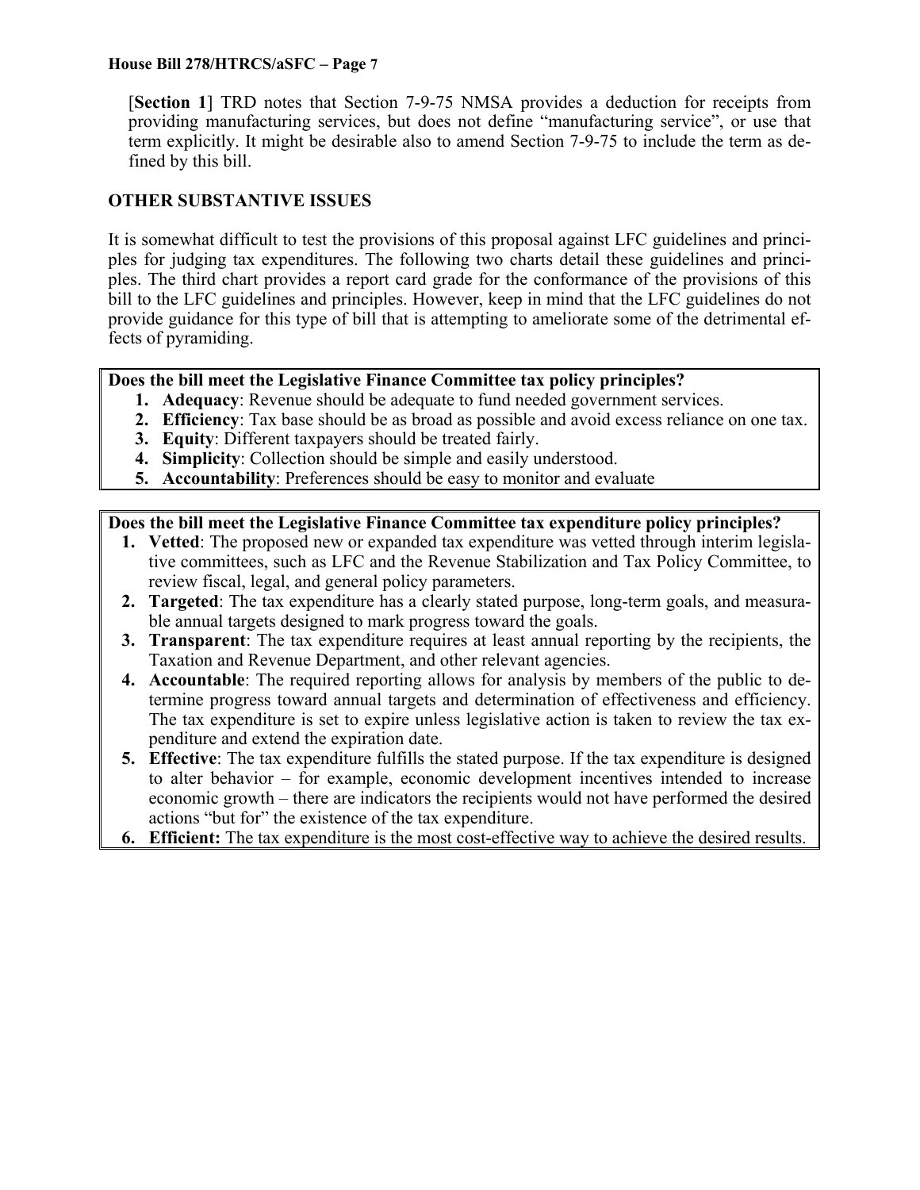[**Section 1**] TRD notes that Section 7-9-75 NMSA provides a deduction for receipts from providing manufacturing services, but does not define "manufacturing service", or use that term explicitly. It might be desirable also to amend Section 7-9-75 to include the term as defined by this bill.

## OTHER SUBSTANTIVE ISSUES

It is somewhat difficult to test the provisions of this proposal against LFC guidelines and principles for judging tax expenditures. The following two charts detail these guidelines and principles. The third chart provides a report card grade for the conformance of the provisions of this bill to the LFC guidelines and principles. However, keep in mind that the LFC guidelines do not provide guidance for this type of bill that is attempting to ameliorate some of the detrimental effects of pyramiding.

**Does the bill meet the Legislative Finance Committee tax policy principles?**

1. **Adequacy**: Revenue should be adequate to fund needed government services.
2. **Efficiency**: Tax base should be as broad as possible and avoid excess reliance on one tax.
3. **Equity**: Different taxpayers should be treated fairly.
4. **Simplicity**: Collection should be simple and easily understood.
5. **Accountability**: Preferences should be easy to monitor and evaluate

**Does the bill meet the Legislative Finance Committee tax expenditure policy principles?**

1. **Vetted**: The proposed new or expanded tax expenditure was vetted through interim legislative committees, such as LFC and the Revenue Stabilization and Tax Policy Committee, to review fiscal, legal, and general policy parameters.
2. **Targeted**: The tax expenditure has a clearly stated purpose, long-term goals, and measurable annual targets designed to mark progress toward the goals.
3. **Transparent**: The tax expenditure requires at least annual reporting by the recipients, the Taxation and Revenue Department, and other relevant agencies.
4. **Accountable**: The required reporting allows for analysis by members of the public to determine progress toward annual targets and determination of effectiveness and efficiency. The tax expenditure is set to expire unless legislative action is taken to review the tax expenditure and extend the expiration date.
5. **Effective**: The tax expenditure fulfills the stated purpose. If the tax expenditure is designed to alter behavior – for example, economic development incentives intended to increase economic growth – there are indicators the recipients would not have performed the desired actions "but for" the existence of the tax expenditure.
6. **Efficient:** The tax expenditure is the most cost-effective way to achieve the desired results.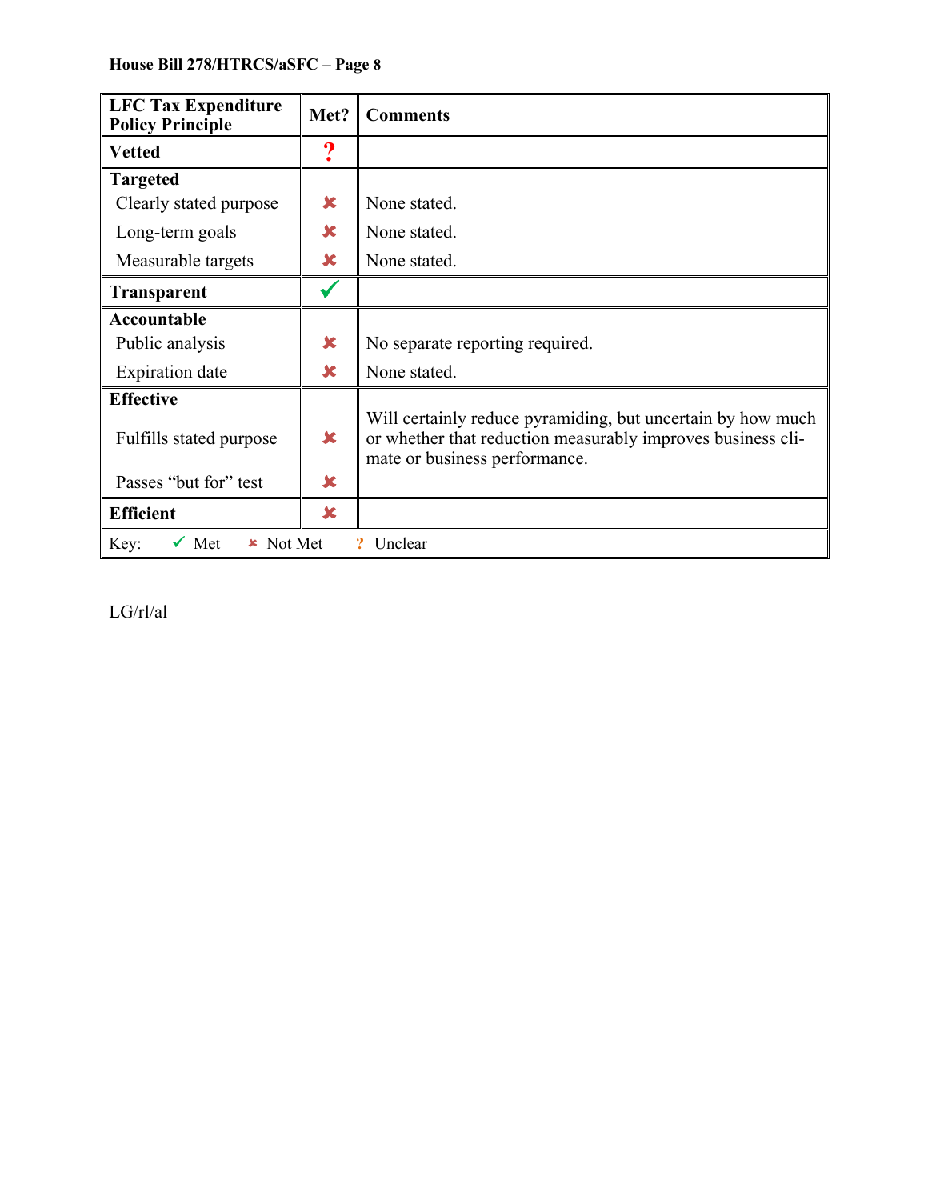| LFC Tax Expenditure Policy Principle | Met? | Comments |
|---|---|---|
| **Vetted** | ? | |
| **Targeted** | | |
| Clearly stated purpose | ✘ | None stated. |
| Long-term goals | ✘ | None stated. |
| Measurable targets | ✘ | None stated. |
| **Transparent** | ✓ | |
| **Accountable** | | |
| Public analysis | ✘ | No separate reporting required. |
| Expiration date | ✘ | None stated. |
| **Effective** | | |
| Fulfills stated purpose | ✘ | Will certainly reduce pyramiding, but uncertain by how much or whether that reduction measurably improves business climate or business performance. |
| Passes "but for" test | ✘ | |
| **Efficient** | ✘ | |
| Key: ✓ Met ✘ Not Met ? Unclear | | |

LG/rl/al